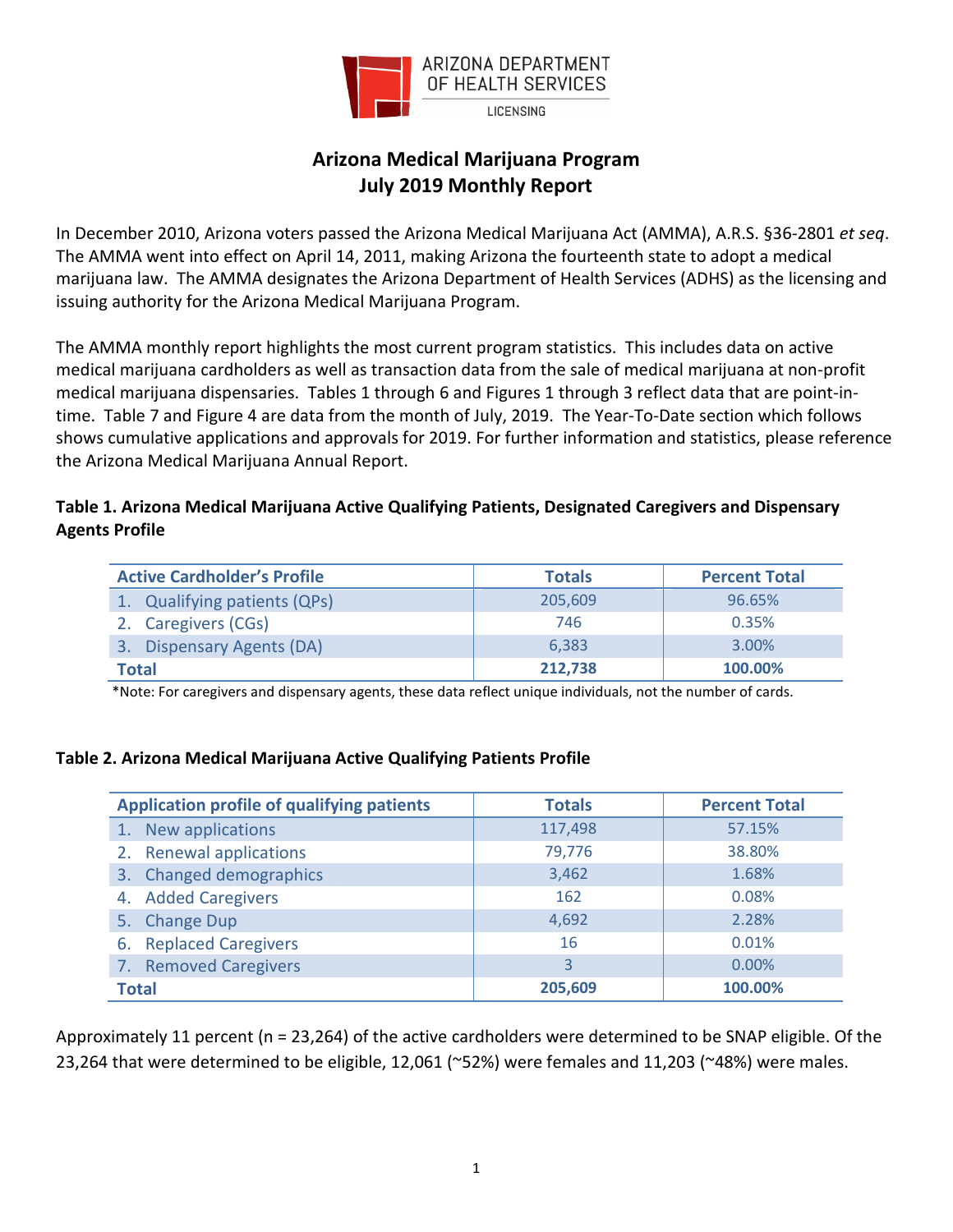ARIZONA DEPARTMENT OF HEALTH SERVICES
LICENSING

# Arizona Medical Marijuana Program
# July 2019 Monthly Report

In December 2010, Arizona voters passed the Arizona Medical Marijuana Act (AMMA), A.R.S. §36-2801 *et seq*. The AMMA went into effect on April 14, 2011, making Arizona the fourteenth state to adopt a medical marijuana law. The AMMA designates the Arizona Department of Health Services (ADHS) as the licensing and issuing authority for the Arizona Medical Marijuana Program.

The AMMA monthly report highlights the most current program statistics. This includes data on active medical marijuana cardholders as well as transaction data from the sale of medical marijuana at non-profit medical marijuana dispensaries. Tables 1 through 6 and Figures 1 through 3 reflect data that are point-in-time. Table 7 and Figure 4 are data from the month of July, 2019. The Year-To-Date section which follows shows cumulative applications and approvals for 2019. For further information and statistics, please reference the Arizona Medical Marijuana Annual Report.

**Table 1. Arizona Medical Marijuana Active Qualifying Patients, Designated Caregivers and Dispensary Agents Profile**

| Active Cardholder's Profile | Totals | Percent Total |
|---|---|---|
| 1. Qualifying patients (QPs) | 205,609 | 96.65% |
| 2. Caregivers (CGs) | 746 | 0.35% |
| 3. Dispensary Agents (DA) | 6,383 | 3.00% |
| **Total** | **212,738** | **100.00%** |

*Note: For caregivers and dispensary agents, these data reflect unique individuals, not the number of cards.

**Table 2. Arizona Medical Marijuana Active Qualifying Patients Profile**

| Application profile of qualifying patients | Totals | Percent Total |
|---|---|---|
| 1. New applications | 117,498 | 57.15% |
| 2. Renewal applications | 79,776 | 38.80% |
| 3. Changed demographics | 3,462 | 1.68% |
| 4. Added Caregivers | 162 | 0.08% |
| 5. Change Dup | 4,692 | 2.28% |
| 6. Replaced Caregivers | 16 | 0.01% |
| 7. Removed Caregivers | 3 | 0.00% |
| **Total** | **205,609** | **100.00%** |

Approximately 11 percent (n = 23,264) of the active cardholders were determined to be SNAP eligible. Of the 23,264 that were determined to be eligible, 12,061 (~52%) were females and 11,203 (~48%) were males.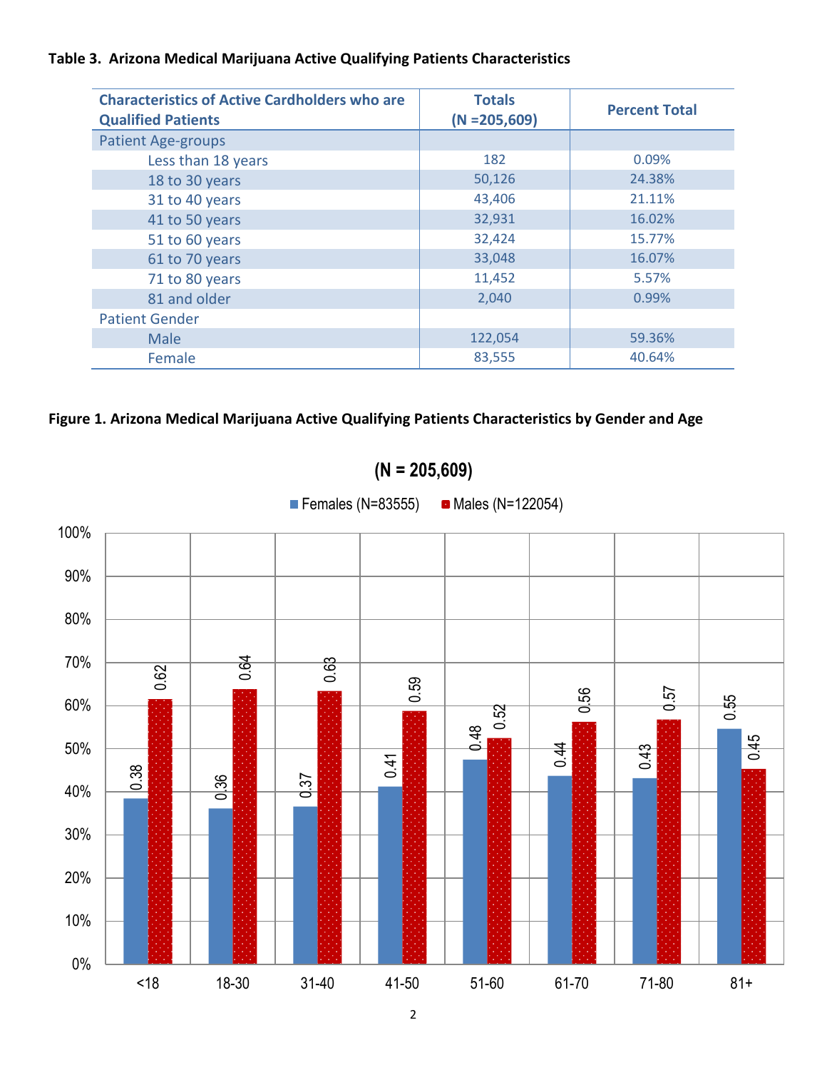**Table 3. Arizona Medical Marijuana Active Qualifying Patients Characteristics**

| Characteristics of Active Cardholders who are Qualified Patients | Totals (N =205,609) | Percent Total |
|---|---|---|
| Patient Age-groups | | |
| Less than 18 years | 182 | 0.09% |
| 18 to 30 years | 50,126 | 24.38% |
| 31 to 40 years | 43,406 | 21.11% |
| 41 to 50 years | 32,931 | 16.02% |
| 51 to 60 years | 32,424 | 15.77% |
| 61 to 70 years | 33,048 | 16.07% |
| 71 to 80 years | 11,452 | 5.57% |
| 81 and older | 2,040 | 0.99% |
| Patient Gender | | |
| Male | 122,054 | 59.36% |
| Female | 83,555 | 40.64% |

**Figure 1. Arizona Medical Marijuana Active Qualifying Patients Characteristics by Gender and Age**

(N = 205,609)

| Age group | Females (N=83555) | Males (N=122054) |
|---|---|---|
| <18 | 0.38 | 0.62 |
| 18-30 | 0.36 | 0.64 |
| 31-40 | 0.37 | 0.63 |
| 41-50 | 0.41 | 0.59 |
| 51-60 | 0.48 | 0.52 |
| 61-70 | 0.44 | 0.56 |
| 71-80 | 0.43 | 0.57 |
| 81+ | 0.55 | 0.45 |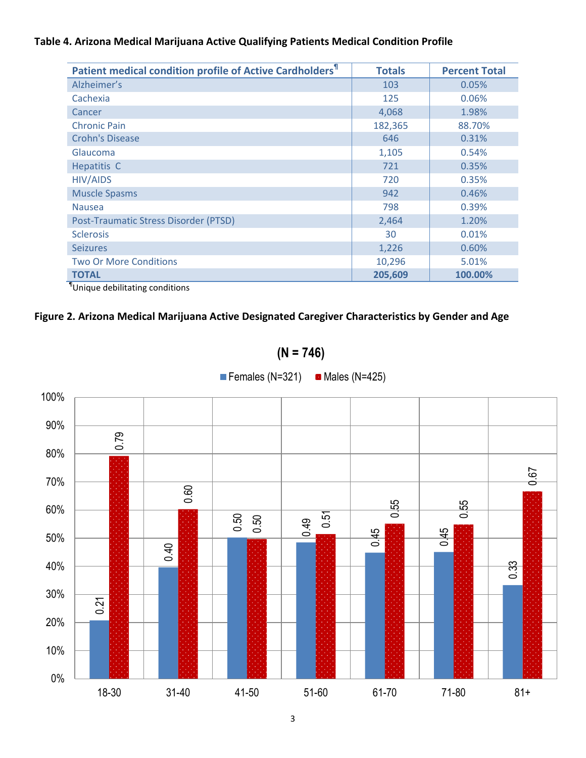**Table 4. Arizona Medical Marijuana Active Qualifying Patients Medical Condition Profile**

| Patient medical condition profile of Active Cardholders[¶] | Totals | Percent Total |
|---|---|---|
| Alzheimer's | 103 | 0.05% |
| Cachexia | 125 | 0.06% |
| Cancer | 4,068 | 1.98% |
| Chronic Pain | 182,365 | 88.70% |
| Crohn's Disease | 646 | 0.31% |
| Glaucoma | 1,105 | 0.54% |
| Hepatitis C | 721 | 0.35% |
| HIV/AIDS | 720 | 0.35% |
| Muscle Spasms | 942 | 0.46% |
| Nausea | 798 | 0.39% |
| Post-Traumatic Stress Disorder (PTSD) | 2,464 | 1.20% |
| Sclerosis | 30 | 0.01% |
| Seizures | 1,226 | 0.60% |
| Two Or More Conditions | 10,296 | 5.01% |
| **TOTAL** | **205,609** | **100.00%** |

[¶]Unique debilitating conditions

**Figure 2. Arizona Medical Marijuana Active Designated Caregiver Characteristics by Gender and Age**

**(N = 746)**

| Age | Females (N=321) | Males (N=425) |
|---|---|---|
| 18-30 | 0.21 | 0.79 |
| 31-40 | 0.40 | 0.60 |
| 41-50 | 0.50 | 0.50 |
| 51-60 | 0.49 | 0.51 |
| 61-70 | 0.45 | 0.55 |
| 71-80 | 0.45 | 0.55 |
| 81+ | 0.33 | 0.67 |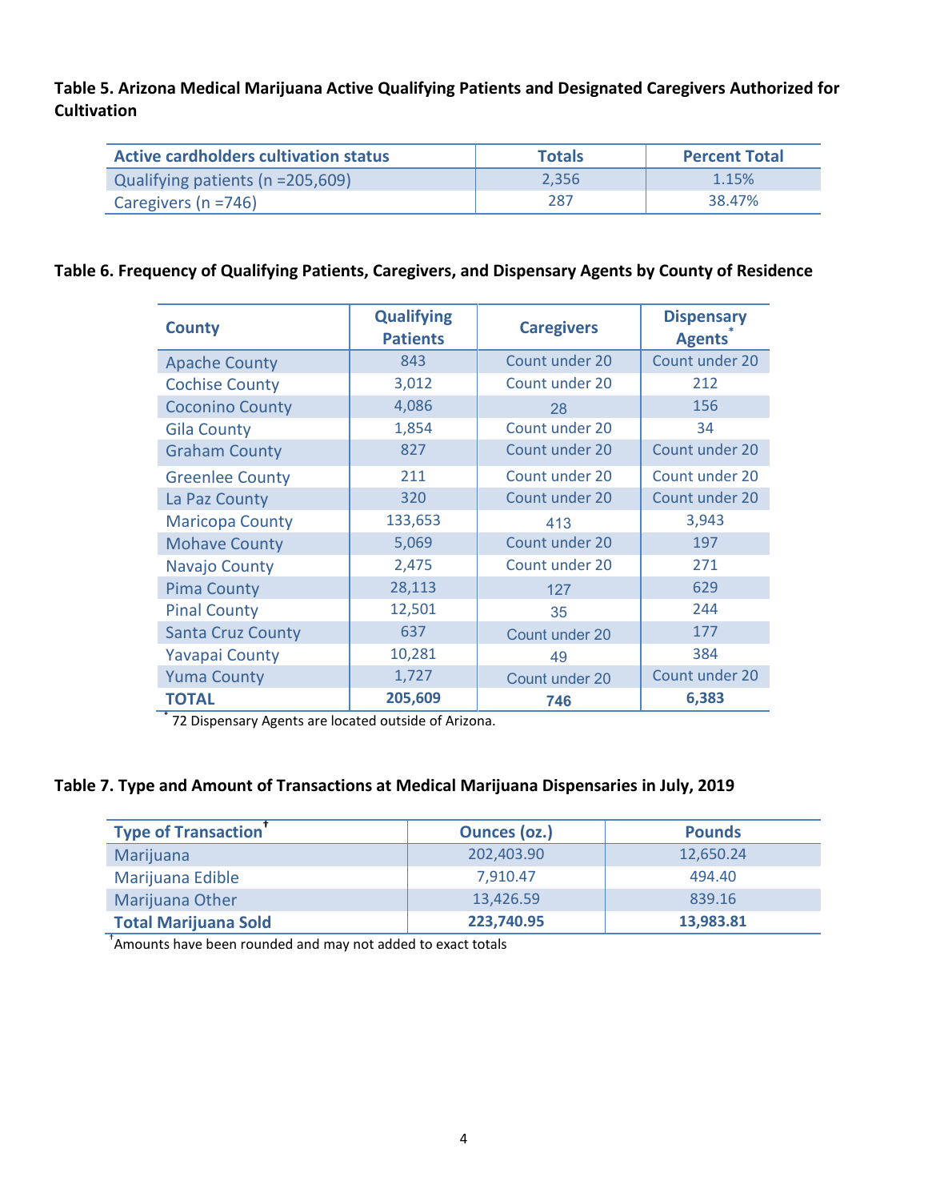**Table 5. Arizona Medical Marijuana Active Qualifying Patients and Designated Caregivers Authorized for Cultivation**

| Active cardholders cultivation status | Totals | Percent Total |
|---|---|---|
| Qualifying patients (n =205,609) | 2,356 | 1.15% |
| Caregivers (n =746) | 287 | 38.47% |

**Table 6. Frequency of Qualifying Patients, Caregivers, and Dispensary Agents by County of Residence**

| County | Qualifying Patients | Caregivers | Dispensary Agents* |
|---|---|---|---|
| Apache County | 843 | Count under 20 | Count under 20 |
| Cochise County | 3,012 | Count under 20 | 212 |
| Coconino County | 4,086 | 28 | 156 |
| Gila County | 1,854 | Count under 20 | 34 |
| Graham County | 827 | Count under 20 | Count under 20 |
| Greenlee County | 211 | Count under 20 | Count under 20 |
| La Paz County | 320 | Count under 20 | Count under 20 |
| Maricopa County | 133,653 | 413 | 3,943 |
| Mohave County | 5,069 | Count under 20 | 197 |
| Navajo County | 2,475 | Count under 20 | 271 |
| Pima County | 28,113 | 127 | 629 |
| Pinal County | 12,501 | 35 | 244 |
| Santa Cruz County | 637 | Count under 20 | 177 |
| Yavapai County | 10,281 | 49 | 384 |
| Yuma County | 1,727 | Count under 20 | Count under 20 |
| **TOTAL** | **205,609** | **746** | **6,383** |

* 72 Dispensary Agents are located outside of Arizona.

**Table 7. Type and Amount of Transactions at Medical Marijuana Dispensaries in July, 2019**

| Type of Transaction† | Ounces (oz.) | Pounds |
|---|---|---|
| Marijuana | 202,403.90 | 12,650.24 |
| Marijuana Edible | 7,910.47 | 494.40 |
| Marijuana Other | 13,426.59 | 839.16 |
| **Total Marijuana Sold** | **223,740.95** | **13,983.81** |

†Amounts have been rounded and may not added to exact totals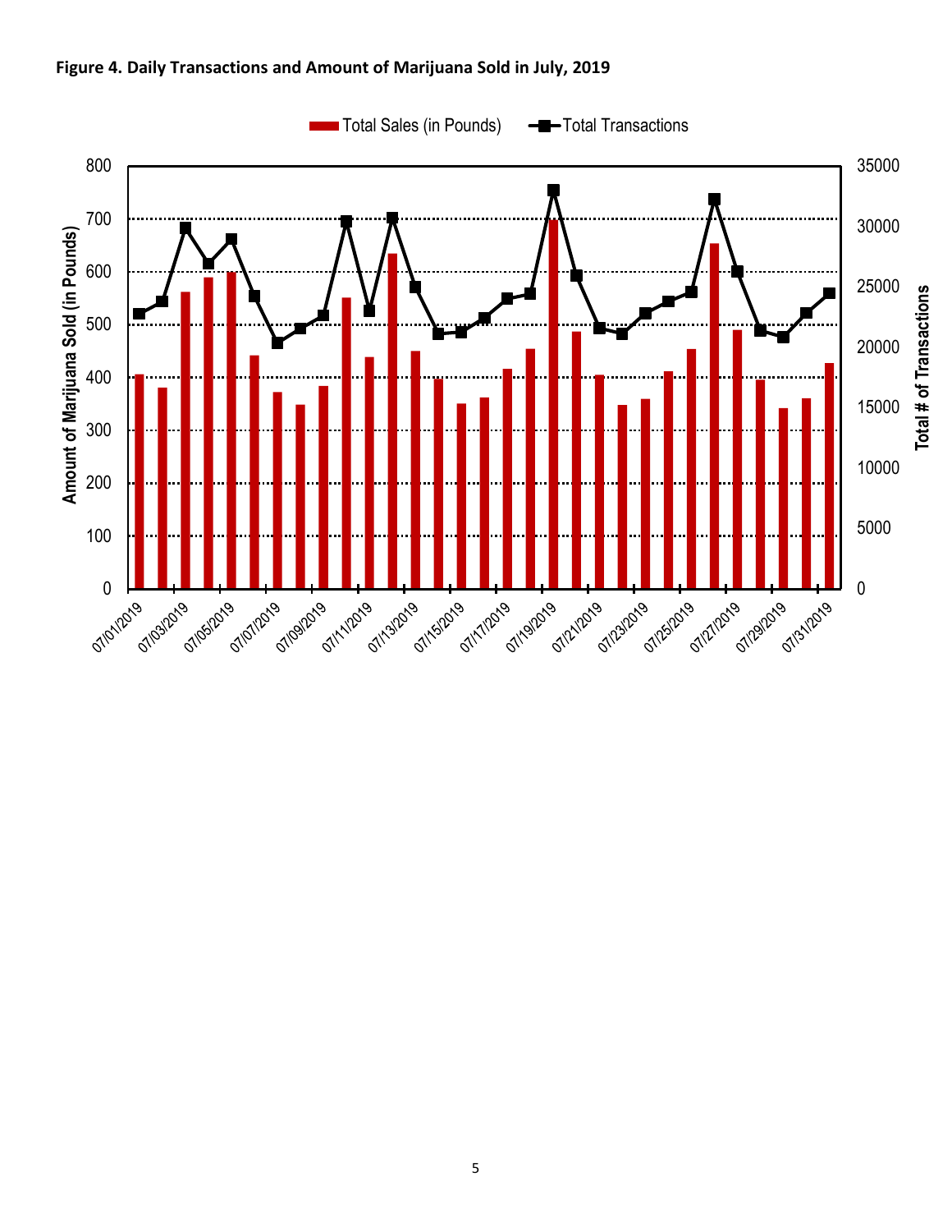**Figure 4. Daily Transactions and Amount of Marijuana Sold in July, 2019**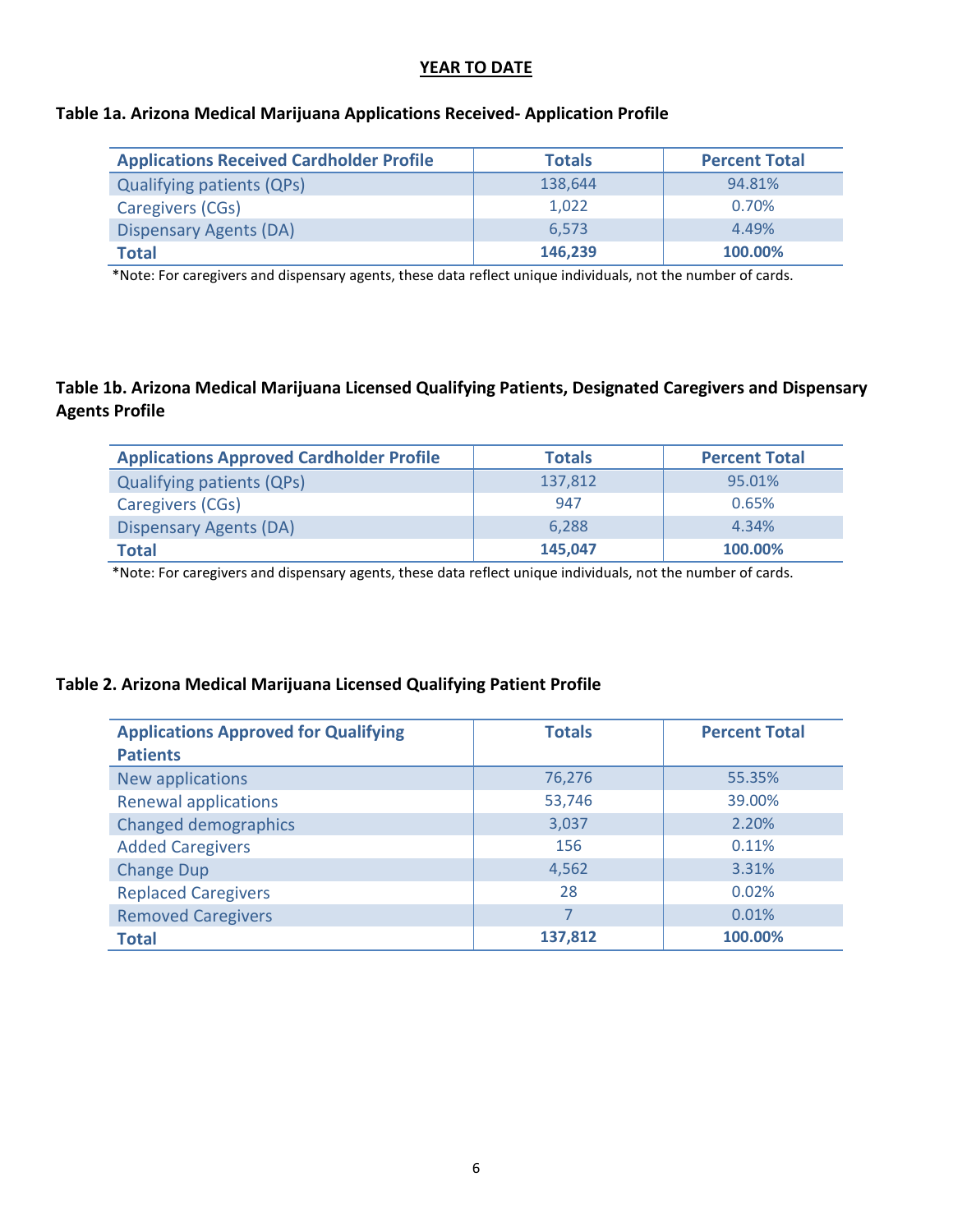## YEAR TO DATE

### Table 1a. Arizona Medical Marijuana Applications Received- Application Profile

| Applications Received Cardholder Profile | Totals | Percent Total |
|---|---|---|
| Qualifying patients (QPs) | 138,644 | 94.81% |
| Caregivers (CGs) | 1,022 | 0.70% |
| Dispensary Agents (DA) | 6,573 | 4.49% |
| **Total** | **146,239** | **100.00%** |

*Note: For caregivers and dispensary agents, these data reflect unique individuals, not the number of cards.

### Table 1b. Arizona Medical Marijuana Licensed Qualifying Patients, Designated Caregivers and Dispensary Agents Profile

| Applications Approved Cardholder Profile | Totals | Percent Total |
|---|---|---|
| Qualifying patients (QPs) | 137,812 | 95.01% |
| Caregivers (CGs) | 947 | 0.65% |
| Dispensary Agents (DA) | 6,288 | 4.34% |
| **Total** | **145,047** | **100.00%** |

*Note: For caregivers and dispensary agents, these data reflect unique individuals, not the number of cards.

### Table 2. Arizona Medical Marijuana Licensed Qualifying Patient Profile

| Applications Approved for Qualifying Patients | Totals | Percent Total |
|---|---|---|
| New applications | 76,276 | 55.35% |
| Renewal applications | 53,746 | 39.00% |
| Changed demographics | 3,037 | 2.20% |
| Added Caregivers | 156 | 0.11% |
| Change Dup | 4,562 | 3.31% |
| Replaced Caregivers | 28 | 0.02% |
| Removed Caregivers | 7 | 0.01% |
| **Total** | **137,812** | **100.00%** |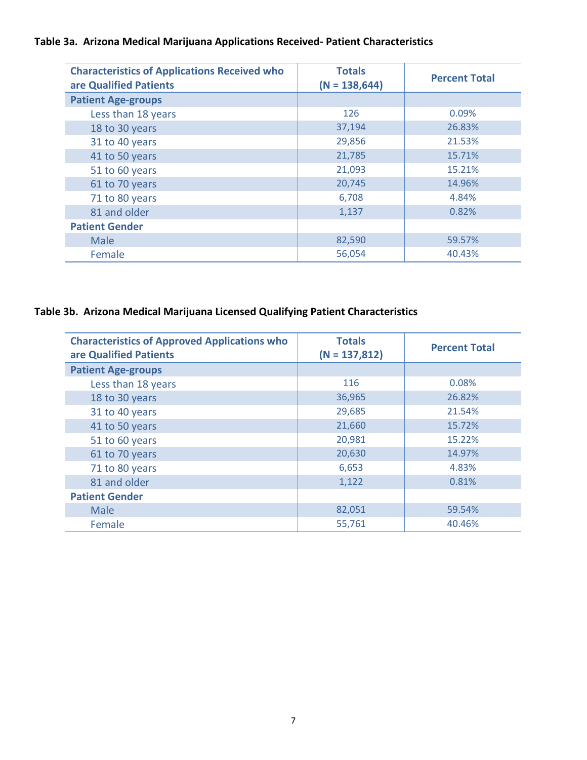**Table 3a. Arizona Medical Marijuana Applications Received- Patient Characteristics**

| Characteristics of Applications Received who are Qualified Patients | Totals (N = 138,644) | Percent Total |
|---|---|---|
| **Patient Age-groups** | | |
| Less than 18 years | 126 | 0.09% |
| 18 to 30 years | 37,194 | 26.83% |
| 31 to 40 years | 29,856 | 21.53% |
| 41 to 50 years | 21,785 | 15.71% |
| 51 to 60 years | 21,093 | 15.21% |
| 61 to 70 years | 20,745 | 14.96% |
| 71 to 80 years | 6,708 | 4.84% |
| 81 and older | 1,137 | 0.82% |
| **Patient Gender** | | |
| Male | 82,590 | 59.57% |
| Female | 56,054 | 40.43% |

**Table 3b. Arizona Medical Marijuana Licensed Qualifying Patient Characteristics**

| Characteristics of Approved Applications who are Qualified Patients | Totals (N = 137,812) | Percent Total |
|---|---|---|
| **Patient Age-groups** | | |
| Less than 18 years | 116 | 0.08% |
| 18 to 30 years | 36,965 | 26.82% |
| 31 to 40 years | 29,685 | 21.54% |
| 41 to 50 years | 21,660 | 15.72% |
| 51 to 60 years | 20,981 | 15.22% |
| 61 to 70 years | 20,630 | 14.97% |
| 71 to 80 years | 6,653 | 4.83% |
| 81 and older | 1,122 | 0.81% |
| **Patient Gender** | | |
| Male | 82,051 | 59.54% |
| Female | 55,761 | 40.46% |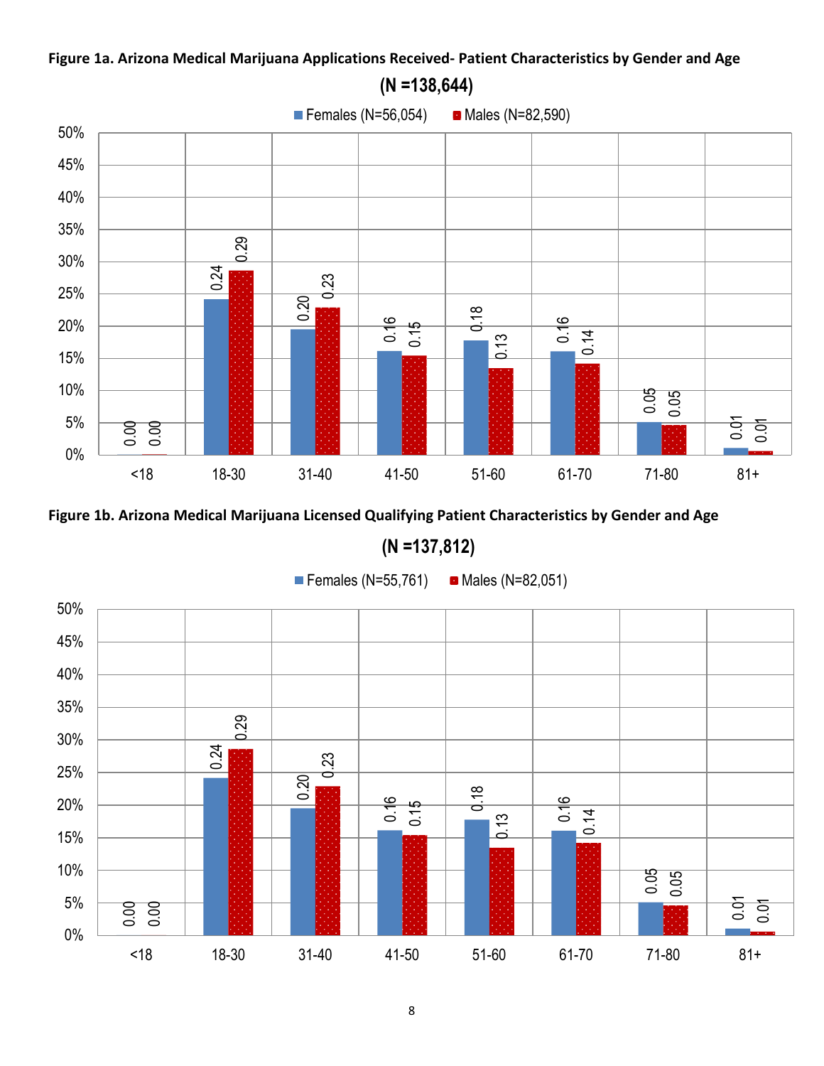**Figure 1a. Arizona Medical Marijuana Applications Received- Patient Characteristics by Gender and Age**

**(N =138,644)**

| Age | Females (N=56,054) | Males (N=82,590) |
|---|---|---|
| <18 | 0.00 | 0.00 |
| 18-30 | 0.24 | 0.29 |
| 31-40 | 0.20 | 0.23 |
| 41-50 | 0.16 | 0.15 |
| 51-60 | 0.18 | 0.13 |
| 61-70 | 0.16 | 0.14 |
| 71-80 | 0.05 | 0.05 |
| 81+ | 0.01 | 0.01 |

**Figure 1b. Arizona Medical Marijuana Licensed Qualifying Patient Characteristics by Gender and Age**

**(N =137,812)**

| Age | Females (N=55,761) | Males (N=82,051) |
|---|---|---|
| <18 | 0.00 | 0.00 |
| 18-30 | 0.24 | 0.29 |
| 31-40 | 0.20 | 0.23 |
| 41-50 | 0.16 | 0.15 |
| 51-60 | 0.18 | 0.13 |
| 61-70 | 0.16 | 0.14 |
| 71-80 | 0.05 | 0.05 |
| 81+ | 0.01 | 0.01 |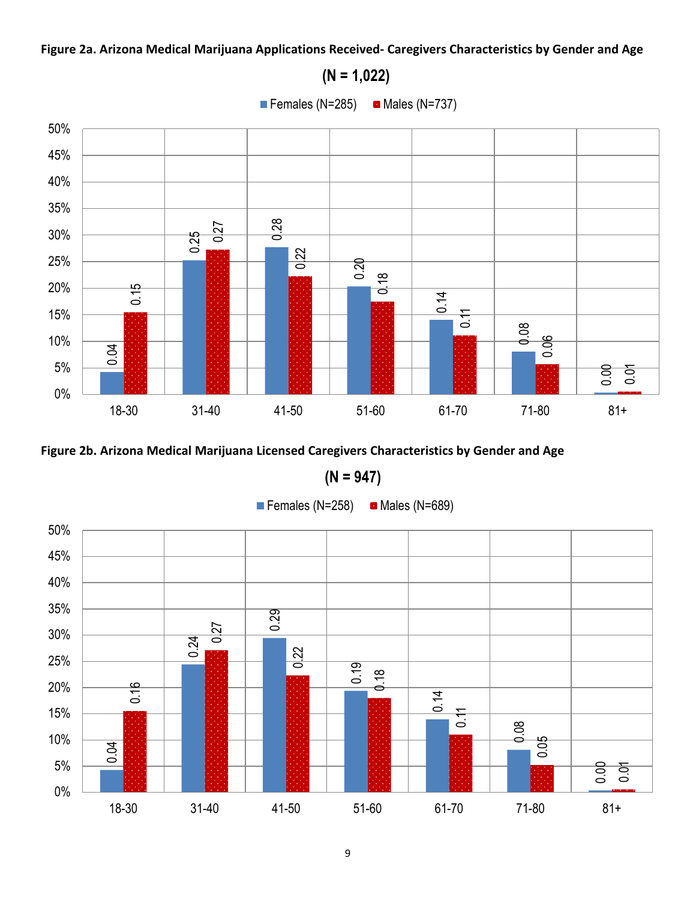**Figure 2a. Arizona Medical Marijuana Applications Received- Caregivers Characteristics by Gender and Age**

**(N = 1,022)**

| Age | Females (N=285) | Males (N=737) |
|---|---|---|
| 18-30 | 0.04 | 0.15 |
| 31-40 | 0.25 | 0.27 |
| 41-50 | 0.28 | 0.22 |
| 51-60 | 0.20 | 0.18 |
| 61-70 | 0.14 | 0.11 |
| 71-80 | 0.08 | 0.06 |
| 81+ | 0.00 | 0.01 |

**Figure 2b. Arizona Medical Marijuana Licensed Caregivers Characteristics by Gender and Age**

**(N = 947)**

| Age | Females (N=258) | Males (N=689) |
|---|---|---|
| 18-30 | 0.04 | 0.16 |
| 31-40 | 0.24 | 0.27 |
| 41-50 | 0.29 | 0.22 |
| 51-60 | 0.19 | 0.18 |
| 61-70 | 0.14 | 0.11 |
| 71-80 | 0.08 | 0.05 |
| 81+ | 0.00 | 0.01 |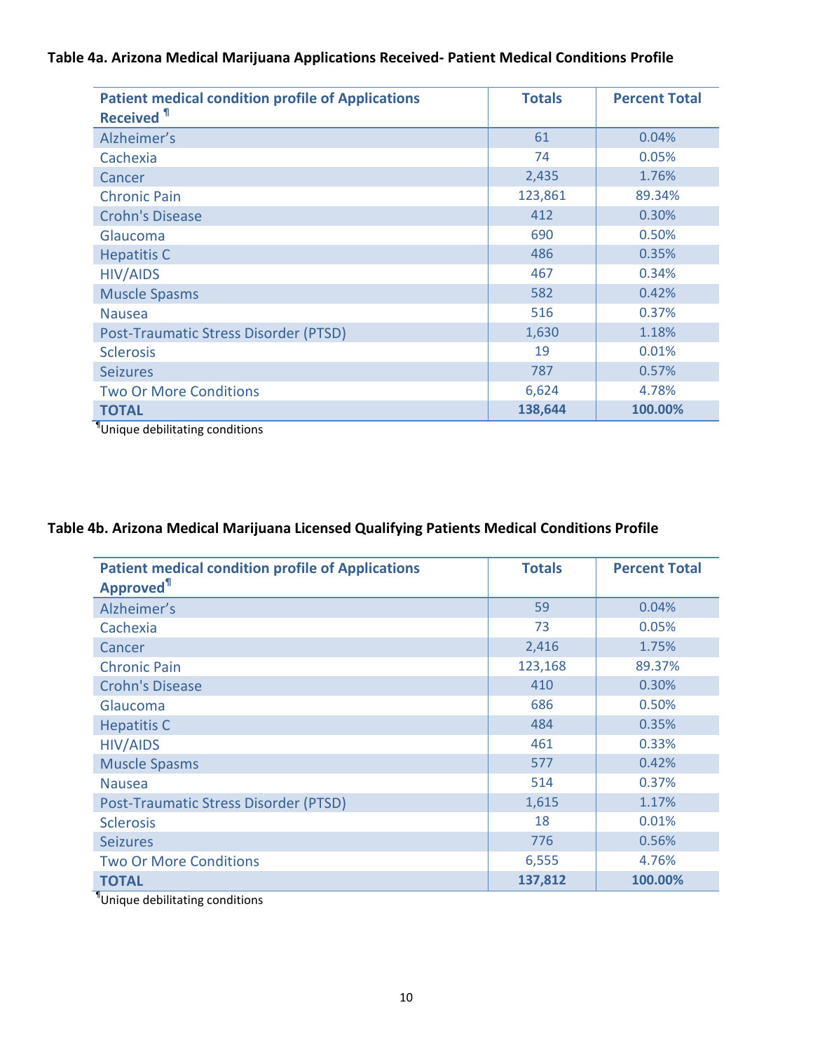**Table 4a. Arizona Medical Marijuana Applications Received- Patient Medical Conditions Profile**

| Patient medical condition profile of Applications Received ¶ | Totals | Percent Total |
|---|---|---|
| Alzheimer's | 61 | 0.04% |
| Cachexia | 74 | 0.05% |
| Cancer | 2,435 | 1.76% |
| Chronic Pain | 123,861 | 89.34% |
| Crohn's Disease | 412 | 0.30% |
| Glaucoma | 690 | 0.50% |
| Hepatitis C | 486 | 0.35% |
| HIV/AIDS | 467 | 0.34% |
| Muscle Spasms | 582 | 0.42% |
| Nausea | 516 | 0.37% |
| Post-Traumatic Stress Disorder (PTSD) | 1,630 | 1.18% |
| Sclerosis | 19 | 0.01% |
| Seizures | 787 | 0.57% |
| Two Or More Conditions | 6,624 | 4.78% |
| **TOTAL** | **138,644** | **100.00%** |

¶Unique debilitating conditions

**Table 4b. Arizona Medical Marijuana Licensed Qualifying Patients Medical Conditions Profile**

| Patient medical condition profile of Applications Approved¶ | Totals | Percent Total |
|---|---|---|
| Alzheimer's | 59 | 0.04% |
| Cachexia | 73 | 0.05% |
| Cancer | 2,416 | 1.75% |
| Chronic Pain | 123,168 | 89.37% |
| Crohn's Disease | 410 | 0.30% |
| Glaucoma | 686 | 0.50% |
| Hepatitis C | 484 | 0.35% |
| HIV/AIDS | 461 | 0.33% |
| Muscle Spasms | 577 | 0.42% |
| Nausea | 514 | 0.37% |
| Post-Traumatic Stress Disorder (PTSD) | 1,615 | 1.17% |
| Sclerosis | 18 | 0.01% |
| Seizures | 776 | 0.56% |
| Two Or More Conditions | 6,555 | 4.76% |
| **TOTAL** | **137,812** | **100.00%** |

¶Unique debilitating conditions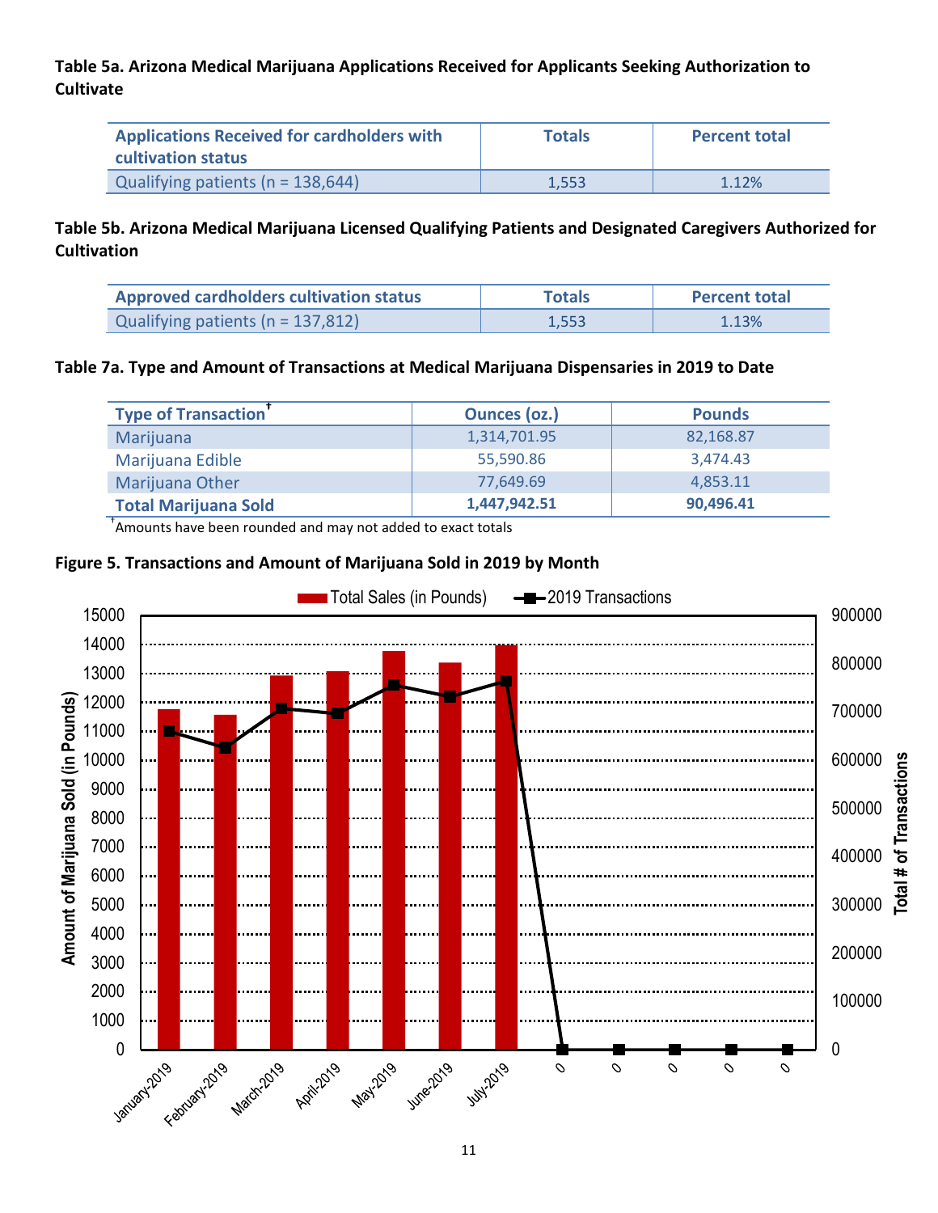**Table 5a. Arizona Medical Marijuana Applications Received for Applicants Seeking Authorization to Cultivate**

| Applications Received for cardholders with cultivation status | Totals | Percent total |
|---|---|---|
| Qualifying patients (n = 138,644) | 1,553 | 1.12% |

**Table 5b. Arizona Medical Marijuana Licensed Qualifying Patients and Designated Caregivers Authorized for Cultivation**

| Approved cardholders cultivation status | Totals | Percent total |
|---|---|---|
| Qualifying patients (n = 137,812) | 1,553 | 1.13% |

**Table 7a. Type and Amount of Transactions at Medical Marijuana Dispensaries in 2019 to Date**

| Type of Transaction[†] | Ounces (oz.) | Pounds |
|---|---|---|
| Marijuana | 1,314,701.95 | 82,168.87 |
| Marijuana Edible | 55,590.86 | 3,474.43 |
| Marijuana Other | 77,649.69 | 4,853.11 |
| **Total Marijuana Sold** | **1,447,942.51** | **90,496.41** |

[†]Amounts have been rounded and may not added to exact totals

**Figure 5. Transactions and Amount of Marijuana Sold in 2019 by Month**

Total Sales (in Pounds)
2019 Transactions

Amount of Marijuana Sold (in Pounds)
15000
14000
13000
12000
11000
10000
9000
8000
7000
6000
5000
4000
3000
2000
1000
0

Total # of Transactions
900000
800000
700000
600000
500000
400000
300000
200000
100000
0

January-2019
February-2019
March-2019
April-2019
May-2019
June-2019
July-2019
0
0
0
0
0